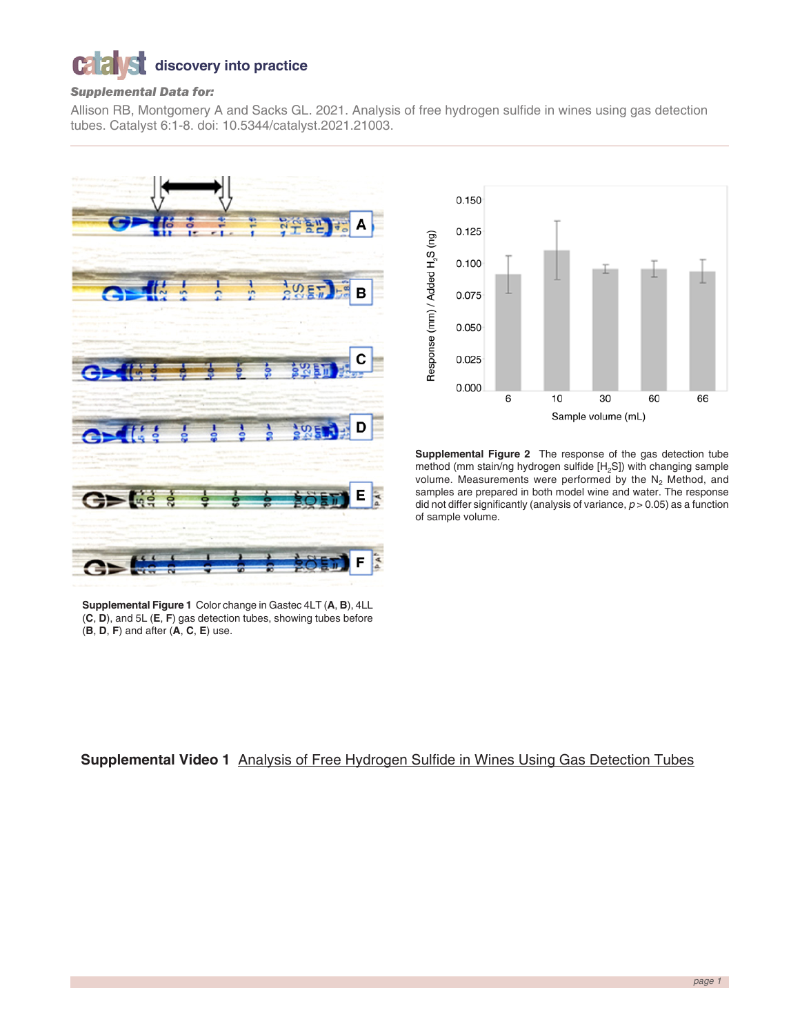**catalyst** discovery into practice

***Supplemental Data for:***

Allison RB, Montgomery A and Sacks GL. 2021. Analysis of free hydrogen sulfide in wines using gas detection tubes. Catalyst 6:1-8. doi: 10.5344/catalyst.2021.21003.

**Supplemental Figure 1** Color change in Gastec 4LT (**A**, **B**), 4LL (**C**, **D**), and 5L (**E**, **F**) gas detection tubes, showing tubes before (**B**, **D**, **F**) and after (**A**, **C**, **E**) use.

**Supplemental Figure 2** The response of the gas detection tube method (mm stain/ng hydrogen sulfide [$H_2S$]) with changing sample volume. Measurements were performed by the $N_2$ Method, and samples are prepared in both model wine and water. The response did not differ significantly (analysis of variance, $p > 0.05$) as a function of sample volume.

**Supplemental Video 1** Analysis of Free Hydrogen Sulfide in Wines Using Gas Detection Tubes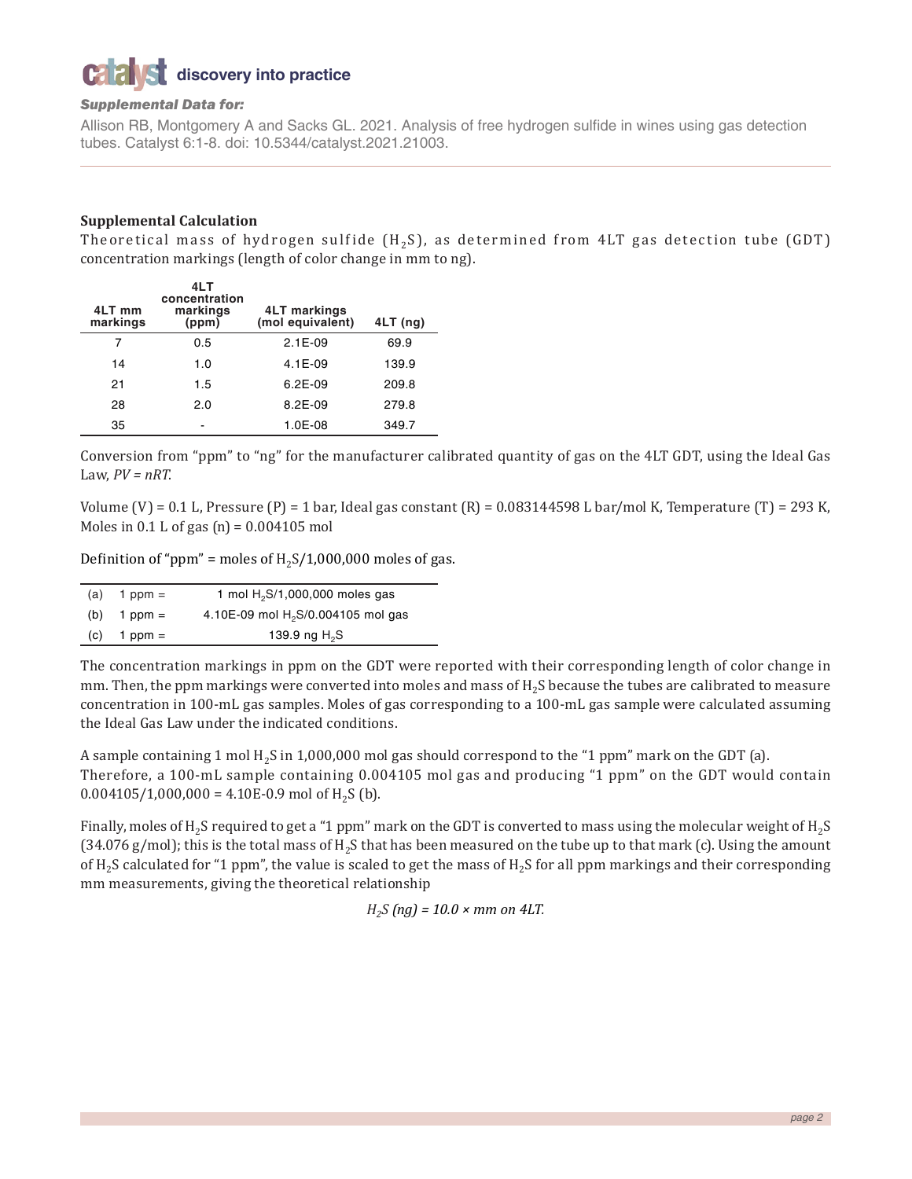*Supplemental Data for:*

Allison RB, Montgomery A and Sacks GL. 2021. Analysis of free hydrogen sulfide in wines using gas detection tubes. Catalyst 6:1-8. doi: 10.5344/catalyst.2021.21003.

---

**Supplemental Calculation**

Theoretical mass of hydrogen sulfide ($H_2S$), as determined from 4LT gas detection tube (GDT) concentration markings (length of color change in mm to ng).

| 4LT mm markings | 4LT concentration markings (ppm) | 4LT markings (mol equivalent) | 4LT (ng) |
|---|---|---|---|
| 7 | 0.5 | 2.1E-09 | 69.9 |
| 14 | 1.0 | 4.1E-09 | 139.9 |
| 21 | 1.5 | 6.2E-09 | 209.8 |
| 28 | 2.0 | 8.2E-09 | 279.8 |
| 35 | - | 1.0E-08 | 349.7 |

Conversion from "ppm" to "ng" for the manufacturer calibrated quantity of gas on the 4LT GDT, using the Ideal Gas Law, $PV = nRT$.

Volume (V) = 0.1 L, Pressure (P) = 1 bar, Ideal gas constant (R) = 0.083144598 L bar/mol K, Temperature (T) = 293 K, Moles in 0.1 L of gas (n) = 0.004105 mol

Definition of "ppm" = moles of $H_2S$/1,000,000 moles of gas.

| | | |
|---|---|---|
| (a) | 1 ppm = | 1 mol $H_2S$/1,000,000 moles gas |
| (b) | 1 ppm = | 4.10E-09 mol $H_2S$/0.004105 mol gas |
| (c) | 1 ppm = | 139.9 ng $H_2S$ |

The concentration markings in ppm on the GDT were reported with their corresponding length of color change in mm. Then, the ppm markings were converted into moles and mass of $H_2S$ because the tubes are calibrated to measure concentration in 100-mL gas samples. Moles of gas corresponding to a 100-mL gas sample were calculated assuming the Ideal Gas Law under the indicated conditions.

A sample containing 1 mol $H_2S$ in 1,000,000 mol gas should correspond to the "1 ppm" mark on the GDT (a). Therefore, a 100-mL sample containing 0.004105 mol gas and producing "1 ppm" on the GDT would contain 0.004105/1,000,000 = 4.10E-0.9 mol of $H_2S$ (b).

Finally, moles of $H_2S$ required to get a "1 ppm" mark on the GDT is converted to mass using the molecular weight of $H_2S$ (34.076 g/mol); this is the total mass of $H_2S$ that has been measured on the tube up to that mark (c). Using the amount of $H_2S$ calculated for "1 ppm", the value is scaled to get the mass of $H_2S$ for all ppm markings and their corresponding mm measurements, giving the theoretical relationship

$$H_2S\ (ng) = 10.0 \times mm \text{ on 4LT.}$$